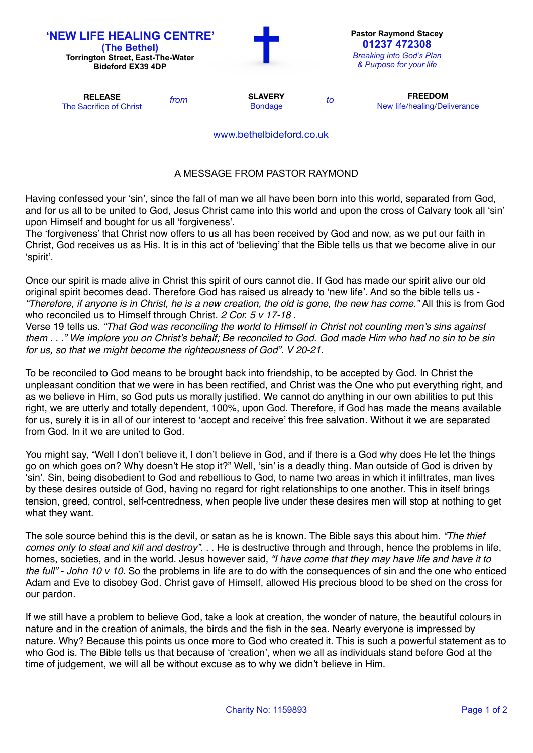# 'NEW LIFE HEALING CENTRE'

**(The Bethel)**
**Torrington Street, East-The-Water**
**Bideford EX39 4DP**

**Pastor Raymond Stacey**
**01237 472308**
*Breaking into God's Plan & Purpose for your life*

| **RELEASE** | | **SLAVERY** | | **FREEDOM** |
|---|---|---|---|---|
| The Sacrifice of Christ | *from* | Bondage | *to* | New life/healing/Deliverance |

www.bethelbideford.co.uk

## A MESSAGE FROM PASTOR RAYMOND

Having confessed your 'sin', since the fall of man we all have been born into this world, separated from God, and for us all to be united to God, Jesus Christ came into this world and upon the cross of Calvary took all 'sin' upon Himself and bought for us all 'forgiveness'.
The 'forgiveness' that Christ now offers to us all has been received by God and now, as we put our faith in Christ, God receives us as His. It is in this act of 'believing' that the Bible tells us that we become alive in our 'spirit'.

Once our spirit is made alive in Christ this spirit of ours cannot die. If God has made our spirit alive our old original spirit becomes dead. Therefore God has raised us already to 'new life'. And so the bible tells us - *"Therefore, if anyone is in Christ, he is a new creation, the old is gone, the new has come."* All this is from God who reconciled us to Himself through Christ. *2 Cor. 5 v 17-18* .
Verse 19 tells us. *"That God was reconciling the world to Himself in Christ not counting men's sins against them . . ." We implore you on Christ's behalf; Be reconciled to God. God made Him who had no sin to be sin for us, so that we might become the righteousness of God". V 20-21.*

To be reconciled to God means to be brought back into friendship, to be accepted by God. In Christ the unpleasant condition that we were in has been rectified, and Christ was the One who put everything right, and as we believe in Him, so God puts us morally justified. We cannot do anything in our own abilities to put this right, we are utterly and totally dependent, 100%, upon God. Therefore, if God has made the means available for us, surely it is in all of our interest to 'accept and receive' this free salvation. Without it we are separated from God. In it we are united to God.

You might say, "Well I don't believe it, I don't believe in God, and if there is a God why does He let the things go on which goes on? Why doesn't He stop it?" Well, 'sin' is a deadly thing. Man outside of God is driven by 'sin'. Sin, being disobedient to God and rebellious to God, to name two areas in which it infiltrates, man lives by these desires outside of God, having no regard for right relationships to one another. This in itself brings tension, greed, control, self-centredness, when people live under these desires men will stop at nothing to get what they want.

The sole source behind this is the devil, or satan as he is known. The Bible says this about him. *"The thief comes only to steal and kill and destroy". . .* He is destructive through and through, hence the problems in life, homes, societies, and in the world. Jesus however said, *"I have come that they may have life and have it to the full" - John 10 v 10.* So the problems in life are to do with the consequences of sin and the one who enticed Adam and Eve to disobey God. Christ gave of Himself, allowed His precious blood to be shed on the cross for our pardon.

If we still have a problem to believe God, take a look at creation, the wonder of nature, the beautiful colours in nature and in the creation of animals, the birds and the fish in the sea. Nearly everyone is impressed by nature. Why? Because this points us once more to God who created it. This is such a powerful statement as to who God is. The Bible tells us that because of 'creation', when we all as individuals stand before God at the time of judgement, we will all be without excuse as to why we didn't believe in Him.

Charity No: 1159893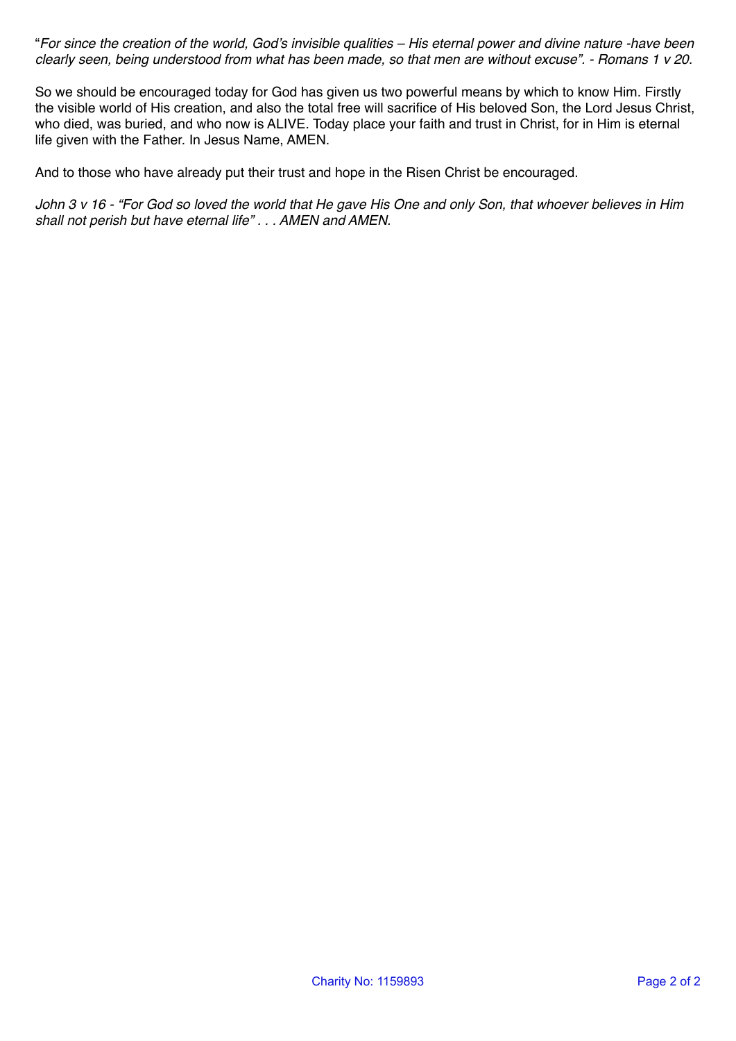"*For since the creation of the world, God's invisible qualities – His eternal power and divine nature -have been clearly seen, being understood from what has been made, so that men are without excuse". - Romans 1 v 20.*

So we should be encouraged today for God has given us two powerful means by which to know Him. Firstly the visible world of His creation, and also the total free will sacrifice of His beloved Son, the Lord Jesus Christ, who died, was buried, and who now is ALIVE. Today place your faith and trust in Christ, for in Him is eternal life given with the Father. In Jesus Name, AMEN.

And to those who have already put their trust and hope in the Risen Christ be encouraged.

*John 3 v 16 - "For God so loved the world that He gave His One and only Son, that whoever believes in Him shall not perish but have eternal life" . . . AMEN and AMEN.*

Charity No: 1159893